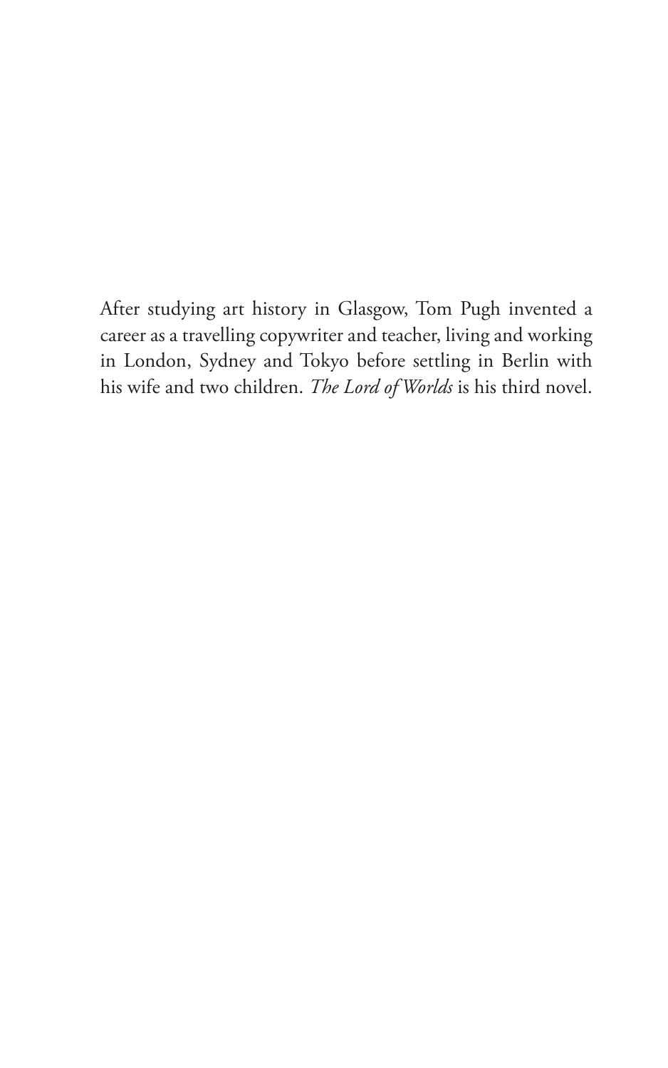After studying art history in Glasgow, Tom Pugh invented a career as a travelling copywriter and teacher, living and working in London, Sydney and Tokyo before settling in Berlin with his wife and two children. *The Lord of Worlds* is his third novel.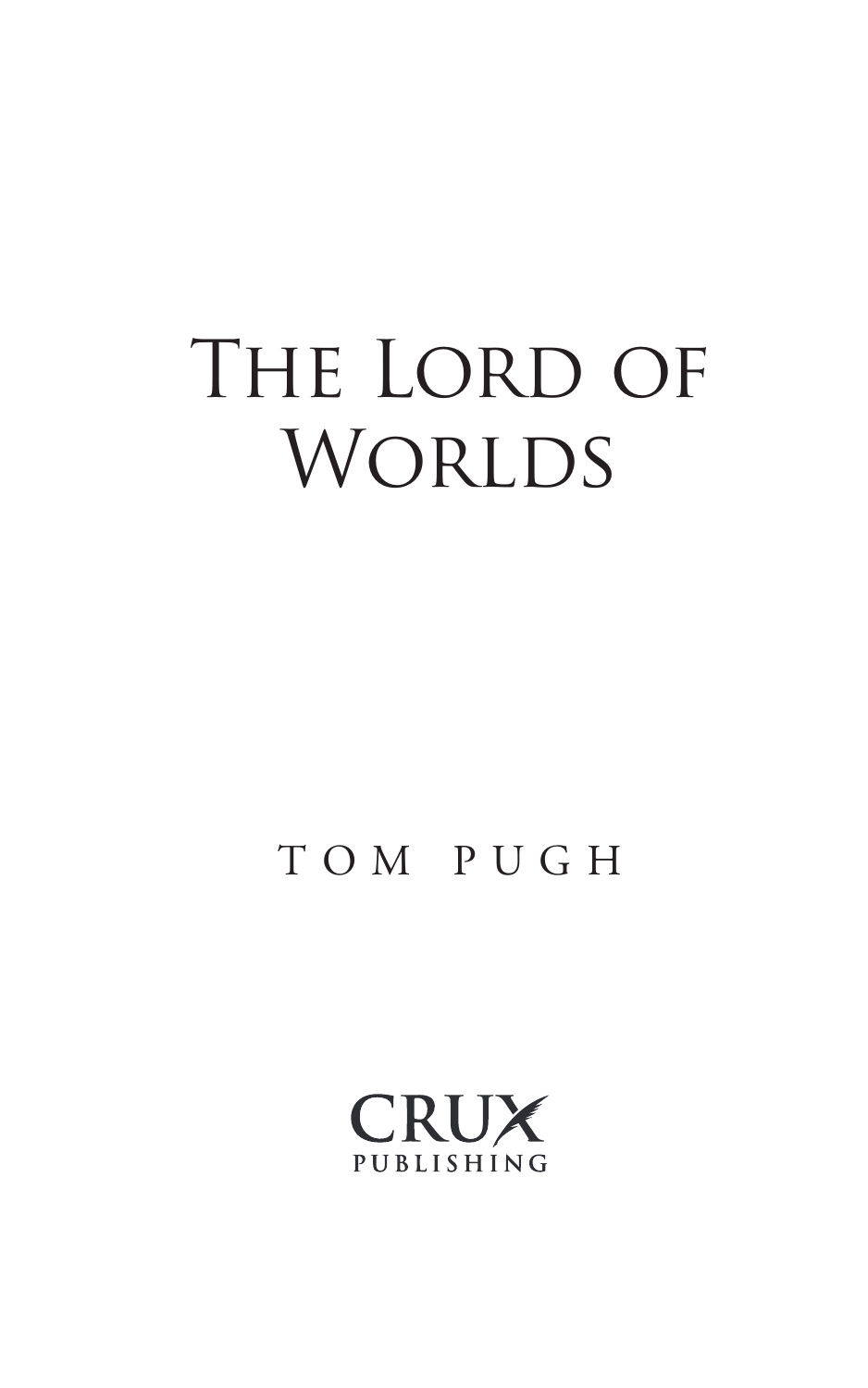# The Lord of Worlds

TOM PUGH

CRUX

PUBLISHING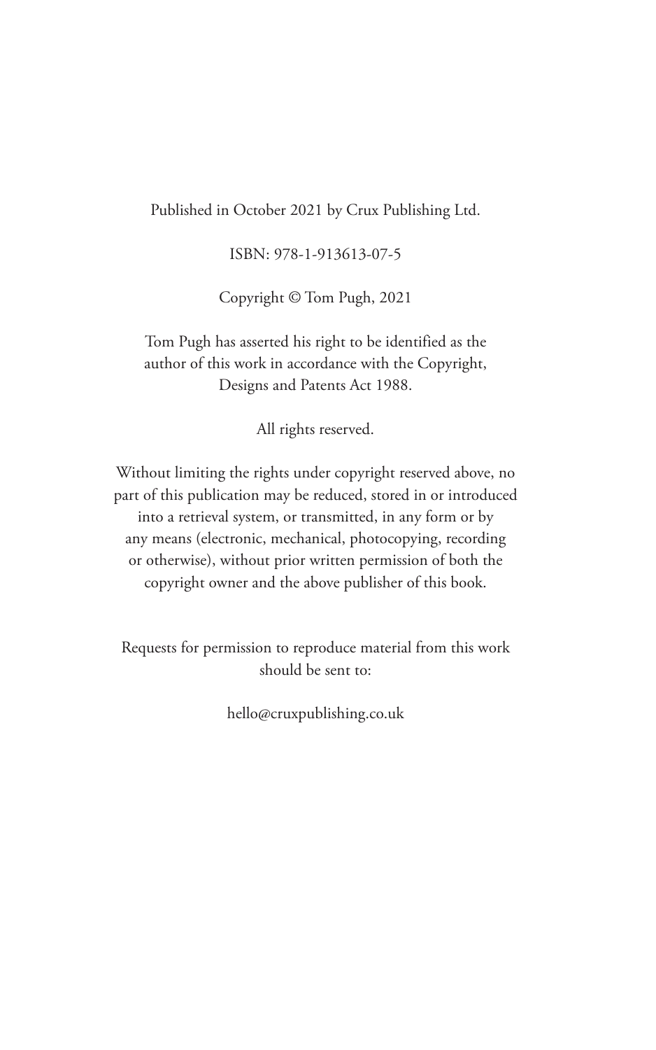Published in October 2021 by Crux Publishing Ltd.

ISBN: 978-1-913613-07-5

Copyright © Tom Pugh, 2021

Tom Pugh has asserted his right to be identified as the author of this work in accordance with the Copyright, Designs and Patents Act 1988.

All rights reserved.

Without limiting the rights under copyright reserved above, no part of this publication may be reduced, stored in or introduced into a retrieval system, or transmitted, in any form or by any means (electronic, mechanical, photocopying, recording or otherwise), without prior written permission of both the copyright owner and the above publisher of this book.

Requests for permission to reproduce material from this work should be sent to:

hello@cruxpublishing.co.uk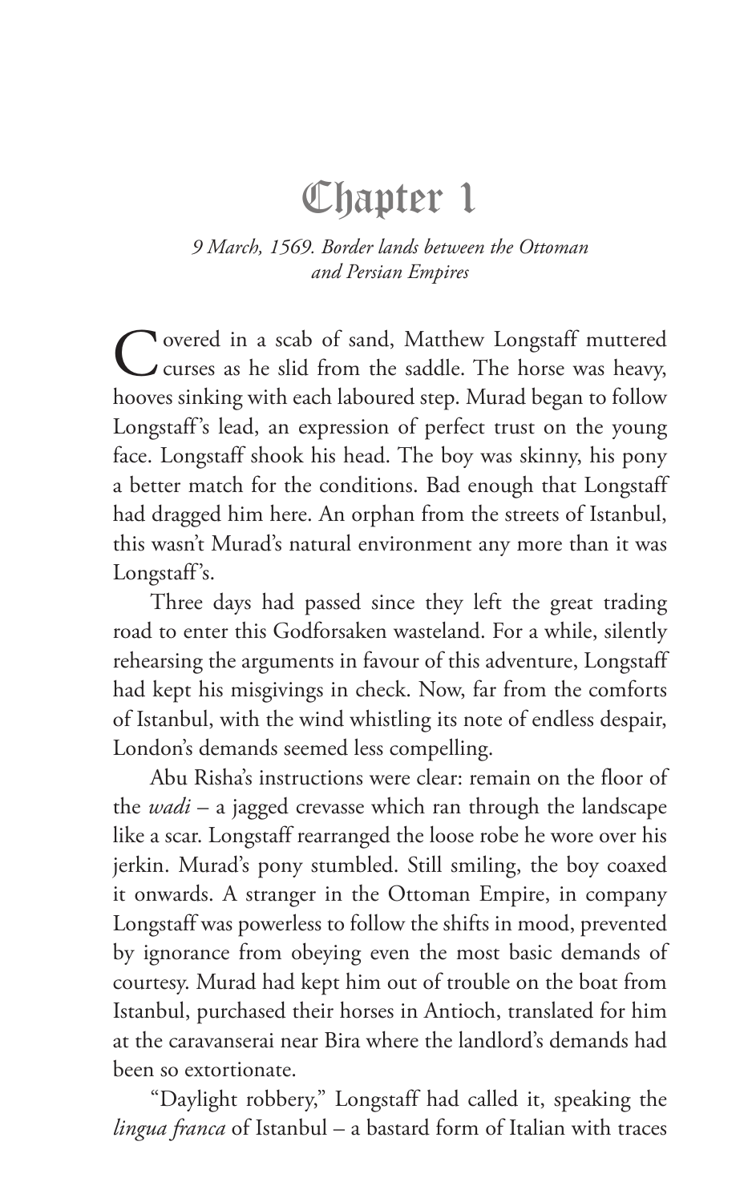# Chapter 1

*9 March, 1569. Border lands between the Ottoman and Persian Empires*

Covered in a scab of sand, Matthew Longstaff muttered curses as he slid from the saddle. The horse was heavy, hooves sinking with each laboured step. Murad began to follow Longstaff's lead, an expression of perfect trust on the young face. Longstaff shook his head. The boy was skinny, his pony a better match for the conditions. Bad enough that Longstaff had dragged him here. An orphan from the streets of Istanbul, this wasn't Murad's natural environment any more than it was Longstaff's.

Three days had passed since they left the great trading road to enter this Godforsaken wasteland. For a while, silently rehearsing the arguments in favour of this adventure, Longstaff had kept his misgivings in check. Now, far from the comforts of Istanbul, with the wind whistling its note of endless despair, London's demands seemed less compelling.

Abu Risha's instructions were clear: remain on the floor of the *wadi* – a jagged crevasse which ran through the landscape like a scar. Longstaff rearranged the loose robe he wore over his jerkin. Murad's pony stumbled. Still smiling, the boy coaxed it onwards. A stranger in the Ottoman Empire, in company Longstaff was powerless to follow the shifts in mood, prevented by ignorance from obeying even the most basic demands of courtesy. Murad had kept him out of trouble on the boat from Istanbul, purchased their horses in Antioch, translated for him at the caravanserai near Bira where the landlord's demands had been so extortionate.

"Daylight robbery," Longstaff had called it, speaking the *lingua franca* of Istanbul – a bastard form of Italian with traces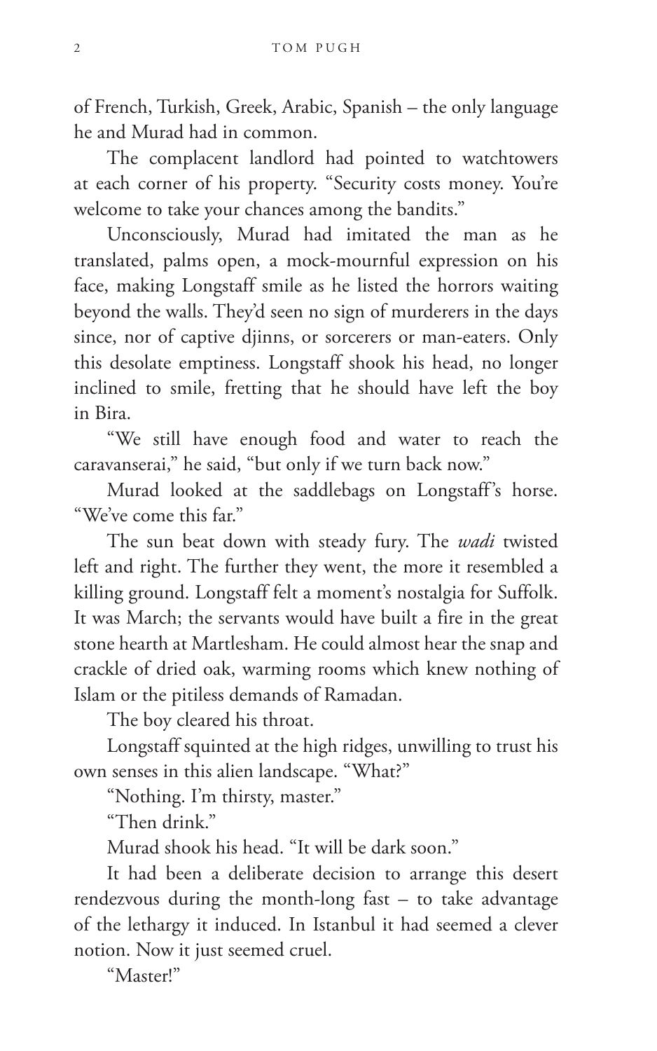of French, Turkish, Greek, Arabic, Spanish – the only language he and Murad had in common.

The complacent landlord had pointed to watchtowers at each corner of his property. "Security costs money. You're welcome to take your chances among the bandits."

Unconsciously, Murad had imitated the man as he translated, palms open, a mock-mournful expression on his face, making Longstaff smile as he listed the horrors waiting beyond the walls. They'd seen no sign of murderers in the days since, nor of captive djinns, or sorcerers or man-eaters. Only this desolate emptiness. Longstaff shook his head, no longer inclined to smile, fretting that he should have left the boy in Bira.

"We still have enough food and water to reach the caravanserai," he said, "but only if we turn back now."

Murad looked at the saddlebags on Longstaff's horse. "We've come this far."

The sun beat down with steady fury. The *wadi* twisted left and right. The further they went, the more it resembled a killing ground. Longstaff felt a moment's nostalgia for Suffolk. It was March; the servants would have built a fire in the great stone hearth at Martlesham. He could almost hear the snap and crackle of dried oak, warming rooms which knew nothing of Islam or the pitiless demands of Ramadan.

The boy cleared his throat.

Longstaff squinted at the high ridges, unwilling to trust his own senses in this alien landscape. "What?"

"Nothing. I'm thirsty, master."

"Then drink."

Murad shook his head. "It will be dark soon."

It had been a deliberate decision to arrange this desert rendezvous during the month-long fast – to take advantage of the lethargy it induced. In Istanbul it had seemed a clever notion. Now it just seemed cruel.

"Master!"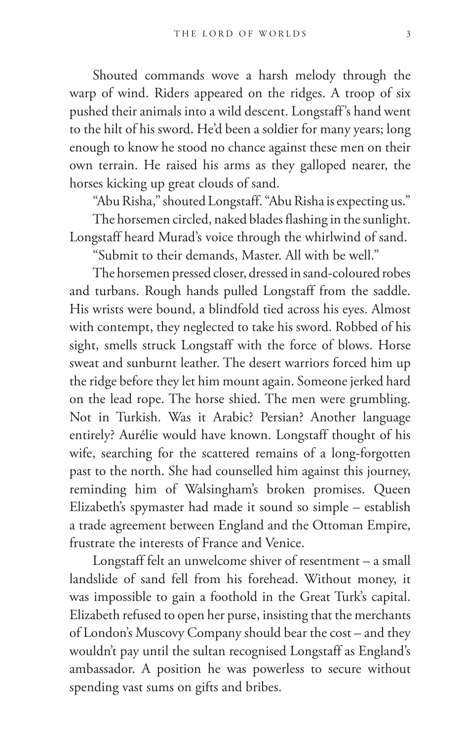Shouted commands wove a harsh melody through the warp of wind. Riders appeared on the ridges. A troop of six pushed their animals into a wild descent. Longstaff's hand went to the hilt of his sword. He'd been a soldier for many years; long enough to know he stood no chance against these men on their own terrain. He raised his arms as they galloped nearer, the horses kicking up great clouds of sand.

"Abu Risha," shouted Longstaff. "Abu Risha is expecting us."

The horsemen circled, naked blades flashing in the sunlight. Longstaff heard Murad's voice through the whirlwind of sand.

"Submit to their demands, Master. All with be well."

The horsemen pressed closer, dressed in sand-coloured robes and turbans. Rough hands pulled Longstaff from the saddle. His wrists were bound, a blindfold tied across his eyes. Almost with contempt, they neglected to take his sword. Robbed of his sight, smells struck Longstaff with the force of blows. Horse sweat and sunburnt leather. The desert warriors forced him up the ridge before they let him mount again. Someone jerked hard on the lead rope. The horse shied. The men were grumbling. Not in Turkish. Was it Arabic? Persian? Another language entirely? Aurélie would have known. Longstaff thought of his wife, searching for the scattered remains of a long-forgotten past to the north. She had counselled him against this journey, reminding him of Walsingham's broken promises. Queen Elizabeth's spymaster had made it sound so simple – establish a trade agreement between England and the Ottoman Empire, frustrate the interests of France and Venice.

Longstaff felt an unwelcome shiver of resentment – a small landslide of sand fell from his forehead. Without money, it was impossible to gain a foothold in the Great Turk's capital. Elizabeth refused to open her purse, insisting that the merchants of London's Muscovy Company should bear the cost – and they wouldn't pay until the sultan recognised Longstaff as England's ambassador. A position he was powerless to secure without spending vast sums on gifts and bribes.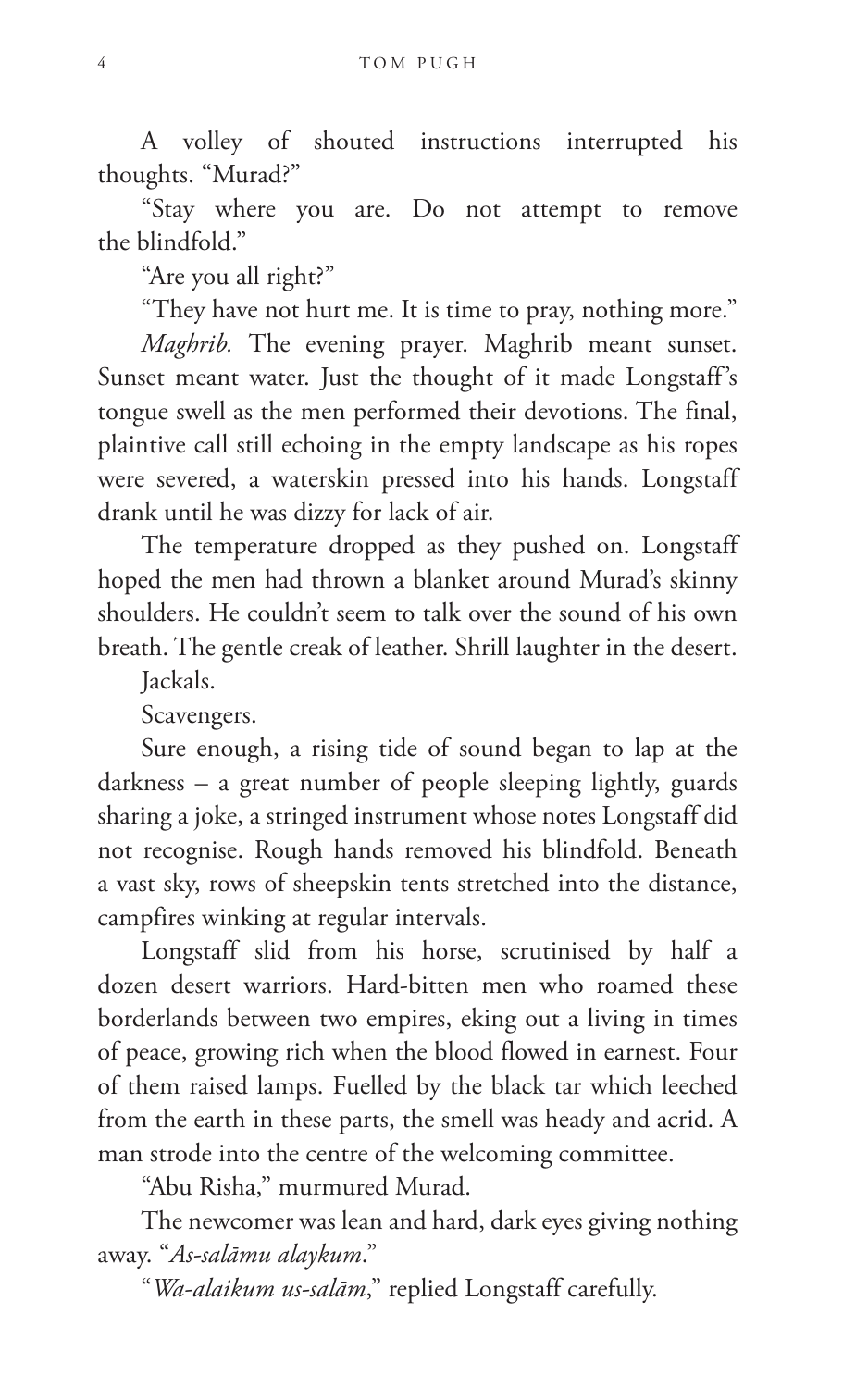A volley of shouted instructions interrupted his thoughts. "Murad?"

"Stay where you are. Do not attempt to remove the blindfold."

"Are you all right?"

"They have not hurt me. It is time to pray, nothing more."

*Maghrib.* The evening prayer. Maghrib meant sunset. Sunset meant water. Just the thought of it made Longstaff's tongue swell as the men performed their devotions. The final, plaintive call still echoing in the empty landscape as his ropes were severed, a waterskin pressed into his hands. Longstaff drank until he was dizzy for lack of air.

The temperature dropped as they pushed on. Longstaff hoped the men had thrown a blanket around Murad's skinny shoulders. He couldn't seem to talk over the sound of his own breath. The gentle creak of leather. Shrill laughter in the desert.

Jackals.

Scavengers.

Sure enough, a rising tide of sound began to lap at the darkness – a great number of people sleeping lightly, guards sharing a joke, a stringed instrument whose notes Longstaff did not recognise. Rough hands removed his blindfold. Beneath a vast sky, rows of sheepskin tents stretched into the distance, campfires winking at regular intervals.

Longstaff slid from his horse, scrutinised by half a dozen desert warriors. Hard-bitten men who roamed these borderlands between two empires, eking out a living in times of peace, growing rich when the blood flowed in earnest. Four of them raised lamps. Fuelled by the black tar which leeched from the earth in these parts, the smell was heady and acrid. A man strode into the centre of the welcoming committee.

"Abu Risha," murmured Murad.

The newcomer was lean and hard, dark eyes giving nothing away. "*As-salāmu alaykum*."

"*Wa-alaikum us-salām*," replied Longstaff carefully.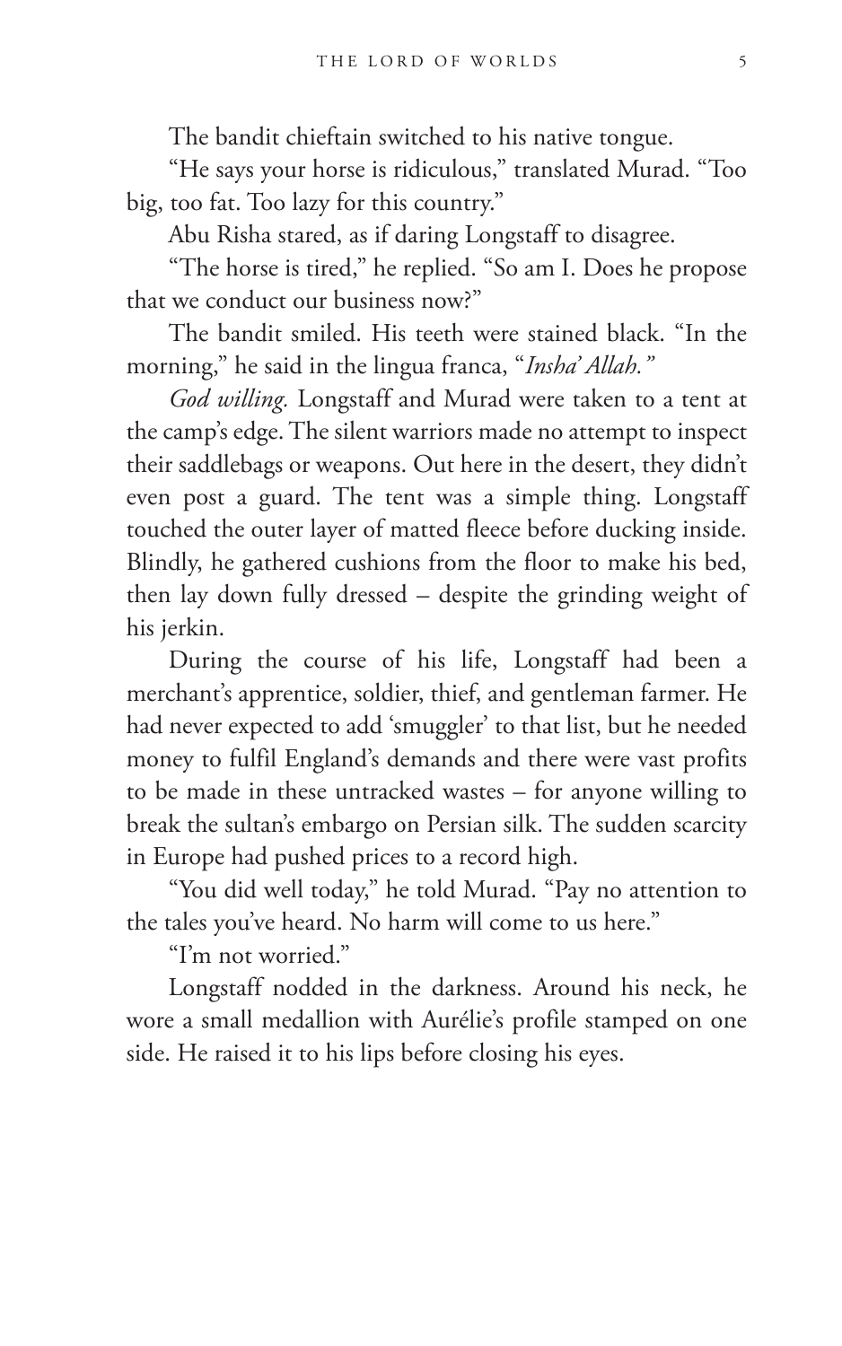The bandit chieftain switched to his native tongue.

"He says your horse is ridiculous," translated Murad. "Too big, too fat. Too lazy for this country."

Abu Risha stared, as if daring Longstaff to disagree.

"The horse is tired," he replied. "So am I. Does he propose that we conduct our business now?"

The bandit smiled. His teeth were stained black. "In the morning," he said in the lingua franca, "*Insha' Allah.*"

*God willing.* Longstaff and Murad were taken to a tent at the camp's edge. The silent warriors made no attempt to inspect their saddlebags or weapons. Out here in the desert, they didn't even post a guard. The tent was a simple thing. Longstaff touched the outer layer of matted fleece before ducking inside. Blindly, he gathered cushions from the floor to make his bed, then lay down fully dressed – despite the grinding weight of his jerkin.

During the course of his life, Longstaff had been a merchant's apprentice, soldier, thief, and gentleman farmer. He had never expected to add 'smuggler' to that list, but he needed money to fulfil England's demands and there were vast profits to be made in these untracked wastes – for anyone willing to break the sultan's embargo on Persian silk. The sudden scarcity in Europe had pushed prices to a record high.

"You did well today," he told Murad. "Pay no attention to the tales you've heard. No harm will come to us here."

"I'm not worried."

Longstaff nodded in the darkness. Around his neck, he wore a small medallion with Aurélie's profile stamped on one side. He raised it to his lips before closing his eyes.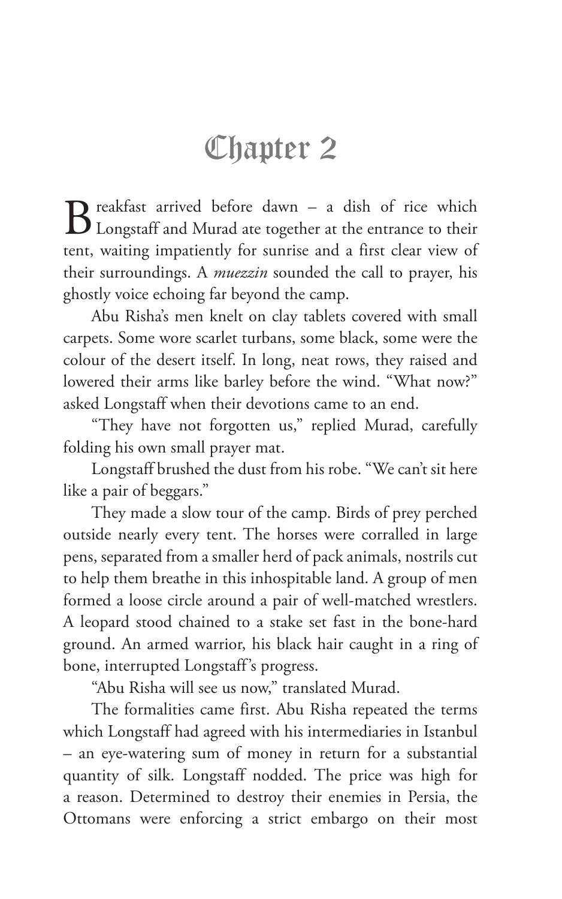# Chapter 2

Breakfast arrived before dawn – a dish of rice which Longstaff and Murad ate together at the entrance to their tent, waiting impatiently for sunrise and a first clear view of their surroundings. A *muezzin* sounded the call to prayer, his ghostly voice echoing far beyond the camp.

Abu Risha's men knelt on clay tablets covered with small carpets. Some wore scarlet turbans, some black, some were the colour of the desert itself. In long, neat rows, they raised and lowered their arms like barley before the wind. "What now?" asked Longstaff when their devotions came to an end.

"They have not forgotten us," replied Murad, carefully folding his own small prayer mat.

Longstaff brushed the dust from his robe. "We can't sit here like a pair of beggars."

They made a slow tour of the camp. Birds of prey perched outside nearly every tent. The horses were corralled in large pens, separated from a smaller herd of pack animals, nostrils cut to help them breathe in this inhospitable land. A group of men formed a loose circle around a pair of well-matched wrestlers. A leopard stood chained to a stake set fast in the bone-hard ground. An armed warrior, his black hair caught in a ring of bone, interrupted Longstaff's progress.

"Abu Risha will see us now," translated Murad.

The formalities came first. Abu Risha repeated the terms which Longstaff had agreed with his intermediaries in Istanbul – an eye-watering sum of money in return for a substantial quantity of silk. Longstaff nodded. The price was high for a reason. Determined to destroy their enemies in Persia, the Ottomans were enforcing a strict embargo on their most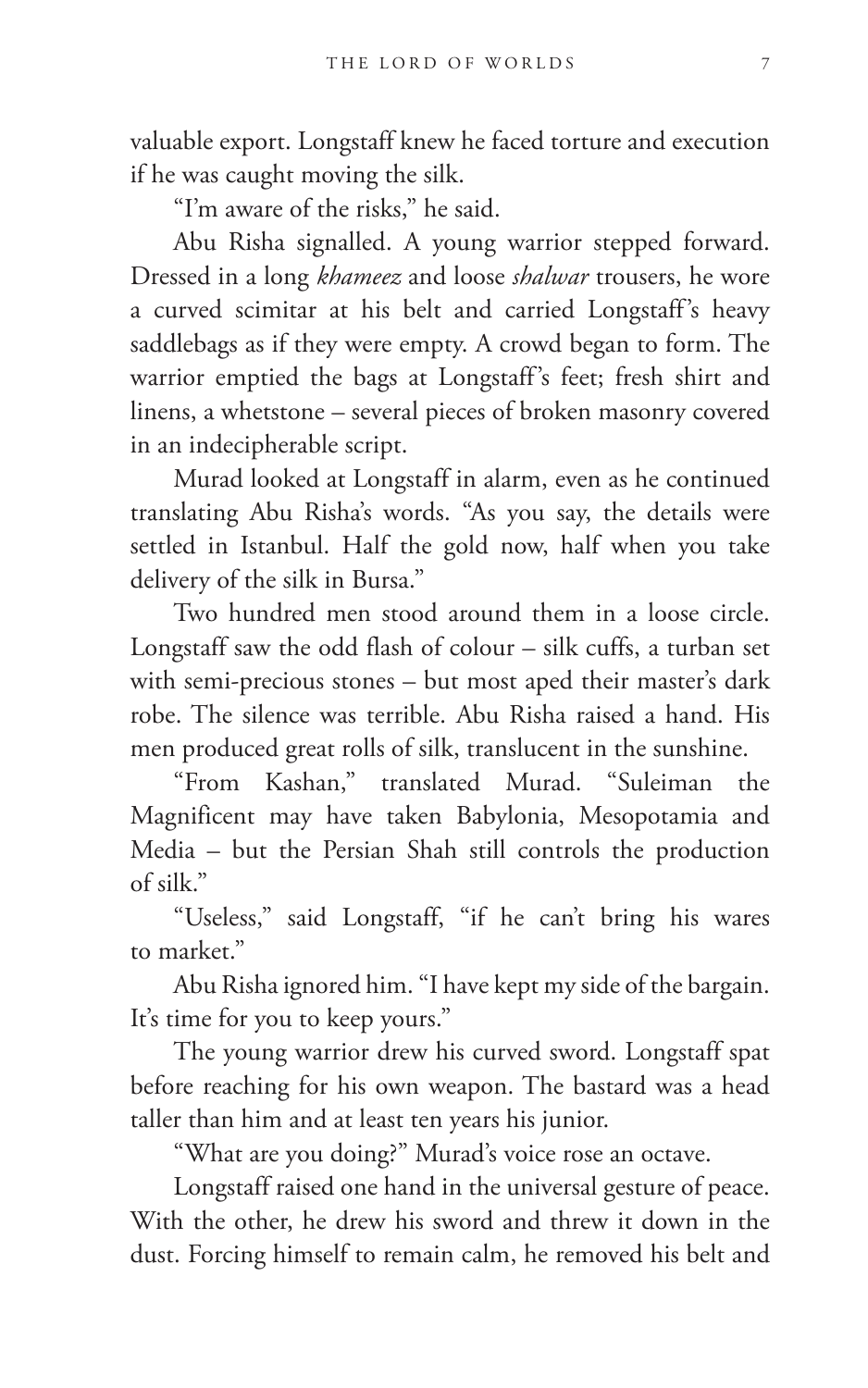valuable export. Longstaff knew he faced torture and execution if he was caught moving the silk.

"I'm aware of the risks," he said.

Abu Risha signalled. A young warrior stepped forward. Dressed in a long *khameez* and loose *shalwar* trousers, he wore a curved scimitar at his belt and carried Longstaff's heavy saddlebags as if they were empty. A crowd began to form. The warrior emptied the bags at Longstaff's feet; fresh shirt and linens, a whetstone – several pieces of broken masonry covered in an indecipherable script.

Murad looked at Longstaff in alarm, even as he continued translating Abu Risha's words. "As you say, the details were settled in Istanbul. Half the gold now, half when you take delivery of the silk in Bursa."

Two hundred men stood around them in a loose circle. Longstaff saw the odd flash of colour – silk cuffs, a turban set with semi-precious stones – but most aped their master's dark robe. The silence was terrible. Abu Risha raised a hand. His men produced great rolls of silk, translucent in the sunshine.

"From Kashan," translated Murad. "Suleiman the Magnificent may have taken Babylonia, Mesopotamia and Media – but the Persian Shah still controls the production of silk."

"Useless," said Longstaff, "if he can't bring his wares to market."

Abu Risha ignored him. "I have kept my side of the bargain. It's time for you to keep yours."

The young warrior drew his curved sword. Longstaff spat before reaching for his own weapon. The bastard was a head taller than him and at least ten years his junior.

"What are you doing?" Murad's voice rose an octave.

Longstaff raised one hand in the universal gesture of peace. With the other, he drew his sword and threw it down in the dust. Forcing himself to remain calm, he removed his belt and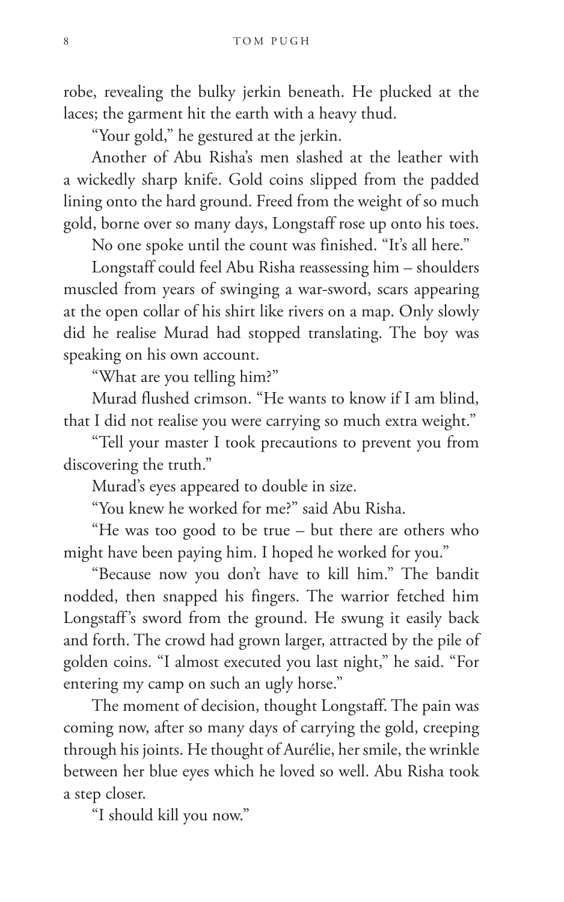robe, revealing the bulky jerkin beneath. He plucked at the laces; the garment hit the earth with a heavy thud.

"Your gold," he gestured at the jerkin.

Another of Abu Risha's men slashed at the leather with a wickedly sharp knife. Gold coins slipped from the padded lining onto the hard ground. Freed from the weight of so much gold, borne over so many days, Longstaff rose up onto his toes.

No one spoke until the count was finished. "It's all here."

Longstaff could feel Abu Risha reassessing him – shoulders muscled from years of swinging a war-sword, scars appearing at the open collar of his shirt like rivers on a map. Only slowly did he realise Murad had stopped translating. The boy was speaking on his own account.

"What are you telling him?"

Murad flushed crimson. "He wants to know if I am blind, that I did not realise you were carrying so much extra weight."

"Tell your master I took precautions to prevent you from discovering the truth."

Murad's eyes appeared to double in size.

"You knew he worked for me?" said Abu Risha.

"He was too good to be true – but there are others who might have been paying him. I hoped he worked for you."

"Because now you don't have to kill him." The bandit nodded, then snapped his fingers. The warrior fetched him Longstaff's sword from the ground. He swung it easily back and forth. The crowd had grown larger, attracted by the pile of golden coins. "I almost executed you last night," he said. "For entering my camp on such an ugly horse."

The moment of decision, thought Longstaff. The pain was coming now, after so many days of carrying the gold, creeping through his joints. He thought of Aurélie, her smile, the wrinkle between her blue eyes which he loved so well. Abu Risha took a step closer.

"I should kill you now."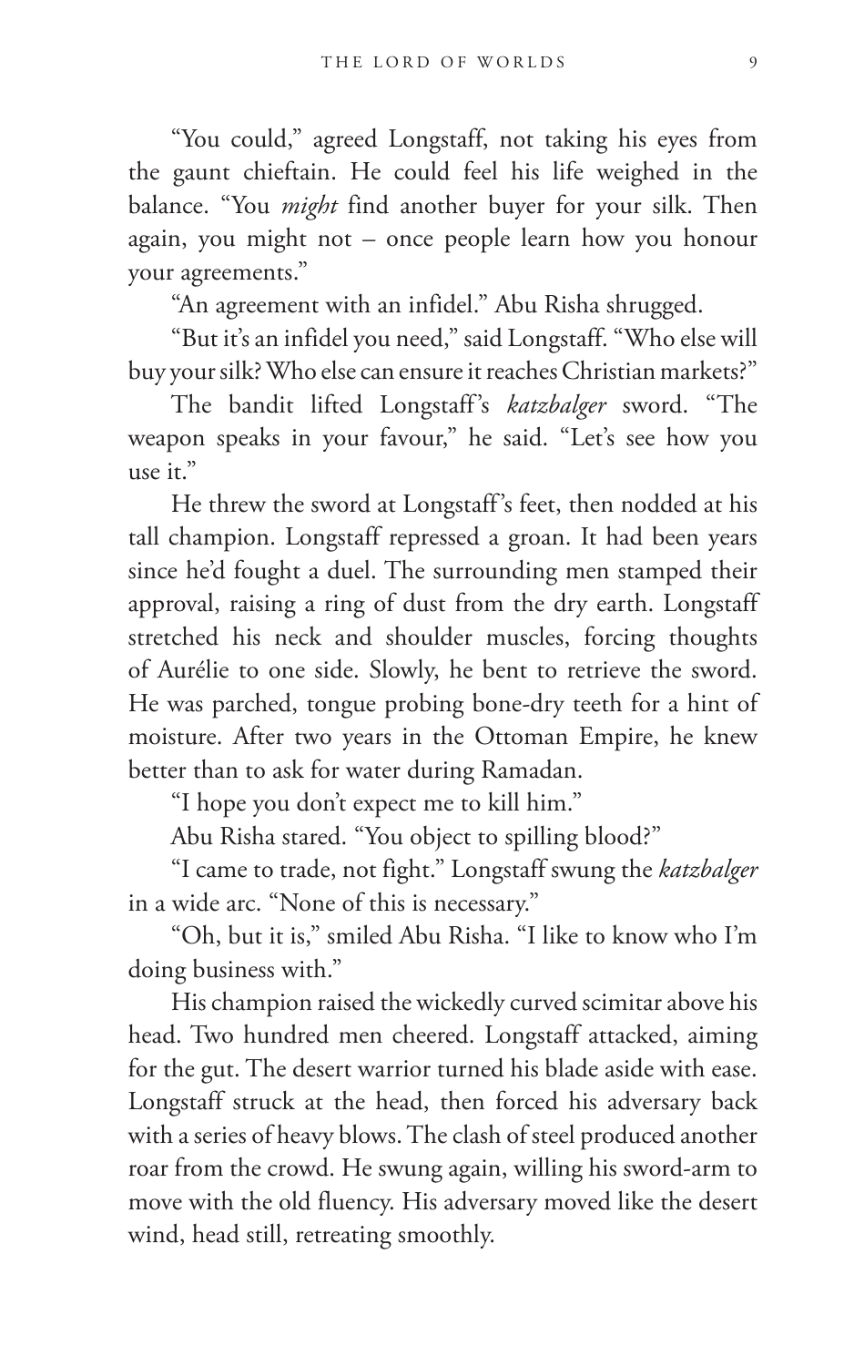"You could," agreed Longstaff, not taking his eyes from the gaunt chieftain. He could feel his life weighed in the balance. "You *might* find another buyer for your silk. Then again, you might not – once people learn how you honour your agreements."

"An agreement with an infidel." Abu Risha shrugged.

"But it's an infidel you need," said Longstaff. "Who else will buy your silk? Who else can ensure it reaches Christian markets?"

The bandit lifted Longstaff's *katzbalger* sword. "The weapon speaks in your favour," he said. "Let's see how you use it."

He threw the sword at Longstaff's feet, then nodded at his tall champion. Longstaff repressed a groan. It had been years since he'd fought a duel. The surrounding men stamped their approval, raising a ring of dust from the dry earth. Longstaff stretched his neck and shoulder muscles, forcing thoughts of Aurélie to one side. Slowly, he bent to retrieve the sword. He was parched, tongue probing bone-dry teeth for a hint of moisture. After two years in the Ottoman Empire, he knew better than to ask for water during Ramadan.

"I hope you don't expect me to kill him."

Abu Risha stared. "You object to spilling blood?"

"I came to trade, not fight." Longstaff swung the *katzbalger* in a wide arc. "None of this is necessary."

"Oh, but it is," smiled Abu Risha. "I like to know who I'm doing business with."

His champion raised the wickedly curved scimitar above his head. Two hundred men cheered. Longstaff attacked, aiming for the gut. The desert warrior turned his blade aside with ease. Longstaff struck at the head, then forced his adversary back with a series of heavy blows. The clash of steel produced another roar from the crowd. He swung again, willing his sword-arm to move with the old fluency. His adversary moved like the desert wind, head still, retreating smoothly.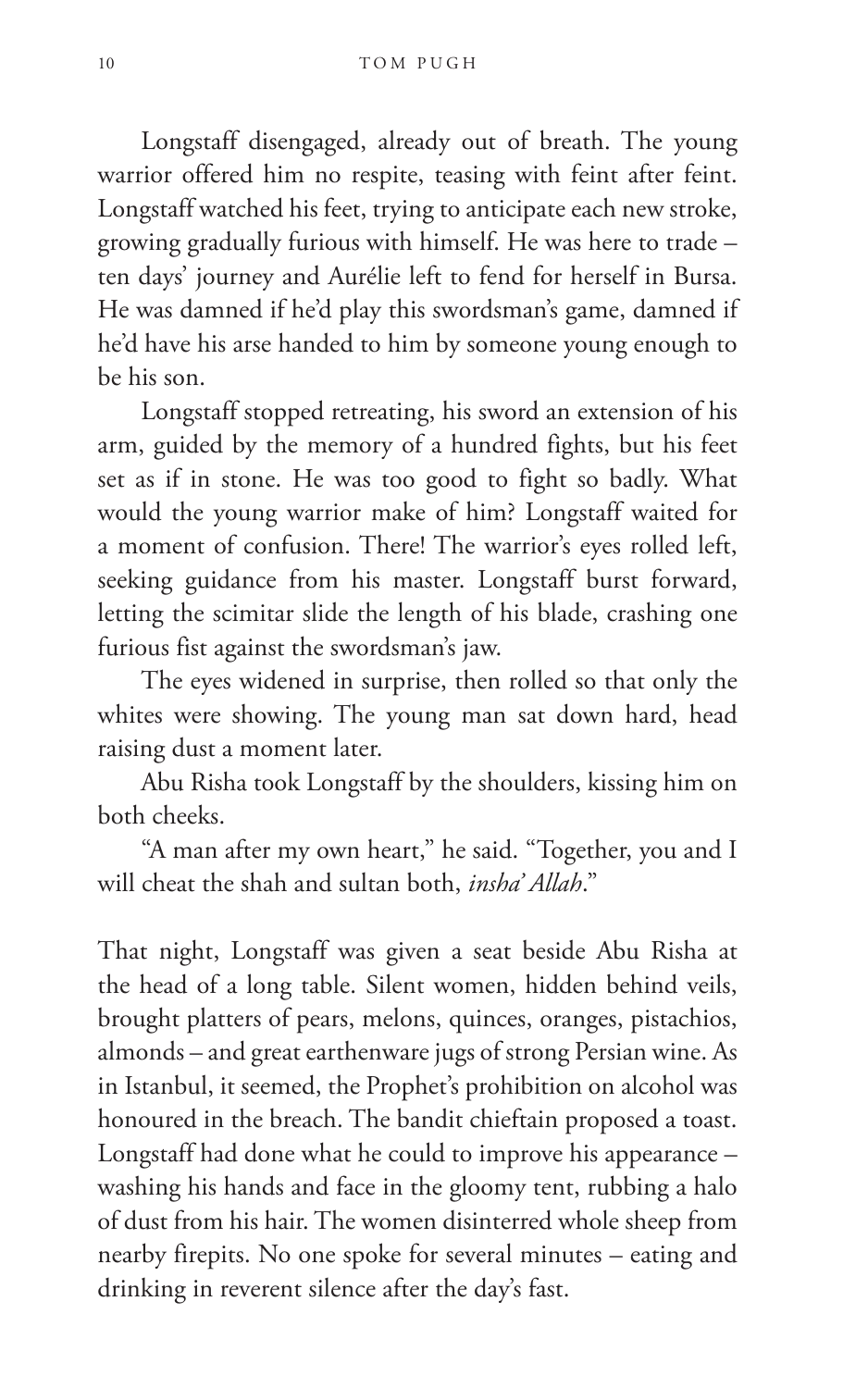Longstaff disengaged, already out of breath. The young warrior offered him no respite, teasing with feint after feint. Longstaff watched his feet, trying to anticipate each new stroke, growing gradually furious with himself. He was here to trade – ten days' journey and Aurélie left to fend for herself in Bursa. He was damned if he'd play this swordsman's game, damned if he'd have his arse handed to him by someone young enough to be his son.

Longstaff stopped retreating, his sword an extension of his arm, guided by the memory of a hundred fights, but his feet set as if in stone. He was too good to fight so badly. What would the young warrior make of him? Longstaff waited for a moment of confusion. There! The warrior's eyes rolled left, seeking guidance from his master. Longstaff burst forward, letting the scimitar slide the length of his blade, crashing one furious fist against the swordsman's jaw.

The eyes widened in surprise, then rolled so that only the whites were showing. The young man sat down hard, head raising dust a moment later.

Abu Risha took Longstaff by the shoulders, kissing him on both cheeks.

"A man after my own heart," he said. "Together, you and I will cheat the shah and sultan both, *insha' Allah*."

That night, Longstaff was given a seat beside Abu Risha at the head of a long table. Silent women, hidden behind veils, brought platters of pears, melons, quinces, oranges, pistachios, almonds – and great earthenware jugs of strong Persian wine. As in Istanbul, it seemed, the Prophet's prohibition on alcohol was honoured in the breach. The bandit chieftain proposed a toast. Longstaff had done what he could to improve his appearance – washing his hands and face in the gloomy tent, rubbing a halo of dust from his hair. The women disinterred whole sheep from nearby firepits. No one spoke for several minutes – eating and drinking in reverent silence after the day's fast.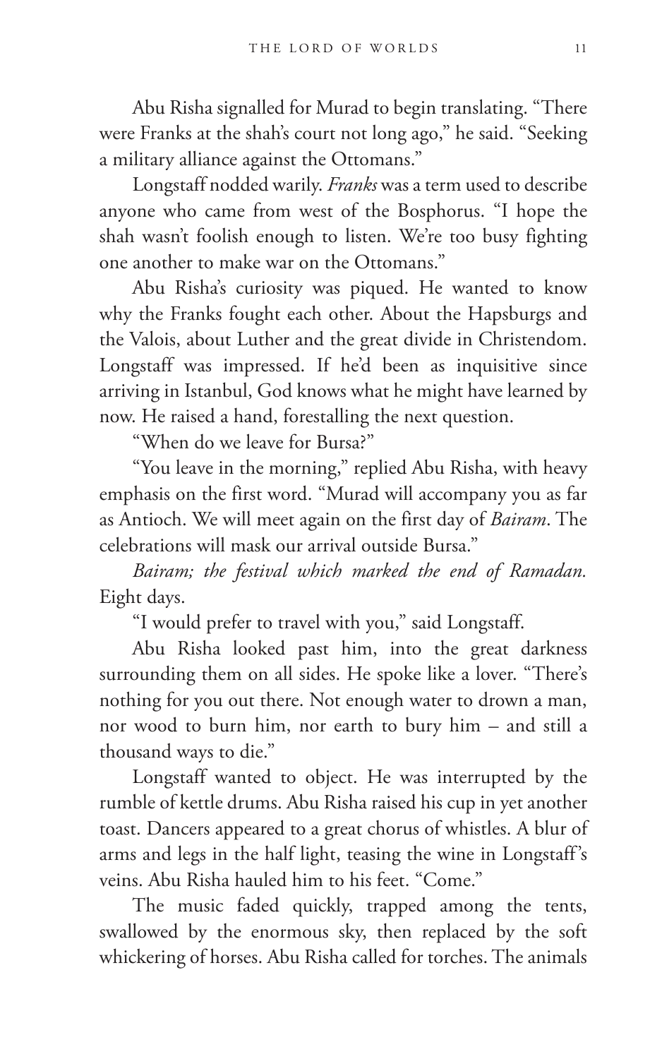Abu Risha signalled for Murad to begin translating. "There were Franks at the shah's court not long ago," he said. "Seeking a military alliance against the Ottomans."

Longstaff nodded warily. *Franks* was a term used to describe anyone who came from west of the Bosphorus. "I hope the shah wasn't foolish enough to listen. We're too busy fighting one another to make war on the Ottomans."

Abu Risha's curiosity was piqued. He wanted to know why the Franks fought each other. About the Hapsburgs and the Valois, about Luther and the great divide in Christendom. Longstaff was impressed. If he'd been as inquisitive since arriving in Istanbul, God knows what he might have learned by now. He raised a hand, forestalling the next question.

"When do we leave for Bursa?"

"You leave in the morning," replied Abu Risha, with heavy emphasis on the first word. "Murad will accompany you as far as Antioch. We will meet again on the first day of *Bairam*. The celebrations will mask our arrival outside Bursa."

*Bairam; the festival which marked the end of Ramadan.* Eight days.

"I would prefer to travel with you," said Longstaff.

Abu Risha looked past him, into the great darkness surrounding them on all sides. He spoke like a lover. "There's nothing for you out there. Not enough water to drown a man, nor wood to burn him, nor earth to bury him – and still a thousand ways to die."

Longstaff wanted to object. He was interrupted by the rumble of kettle drums. Abu Risha raised his cup in yet another toast. Dancers appeared to a great chorus of whistles. A blur of arms and legs in the half light, teasing the wine in Longstaff's veins. Abu Risha hauled him to his feet. "Come."

The music faded quickly, trapped among the tents, swallowed by the enormous sky, then replaced by the soft whickering of horses. Abu Risha called for torches. The animals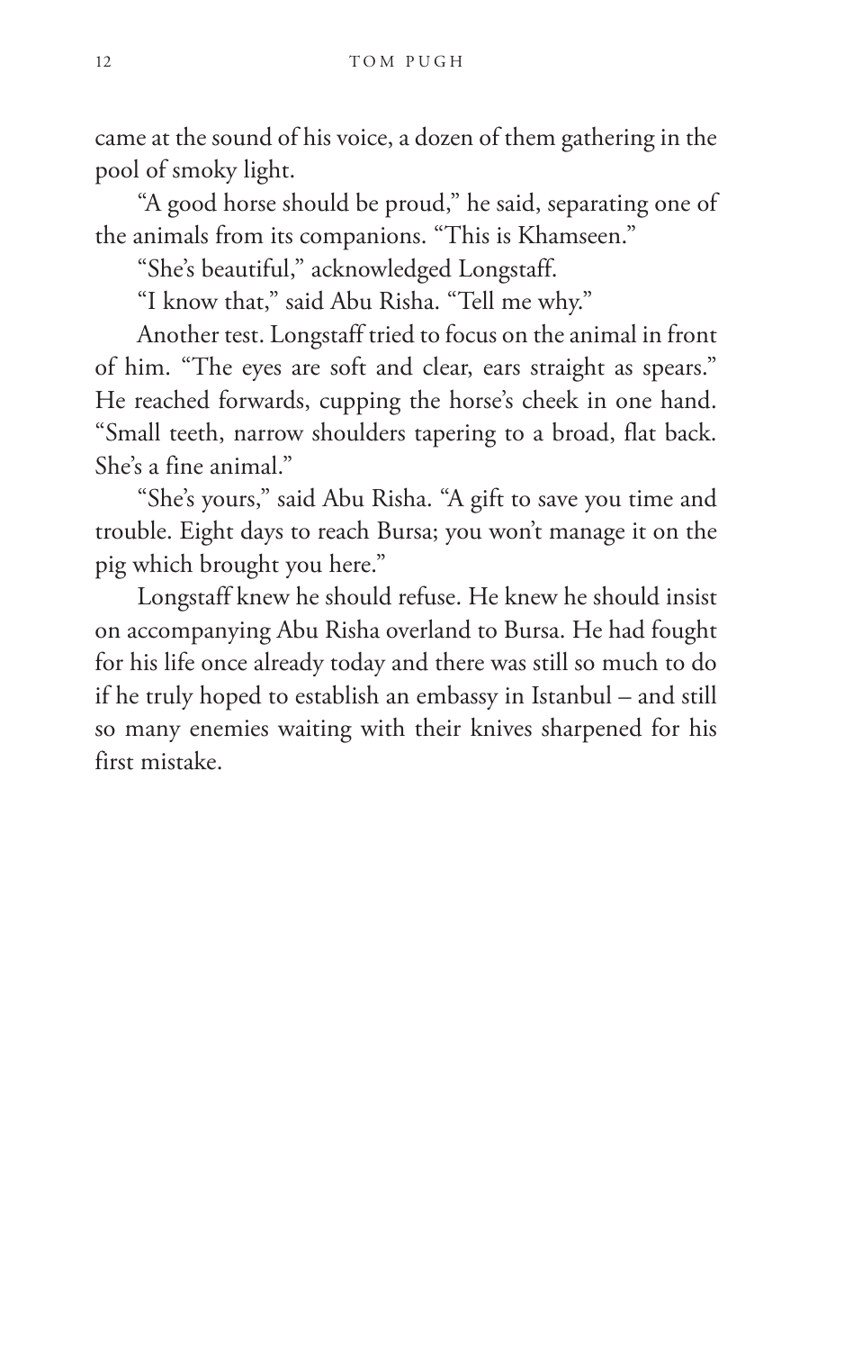came at the sound of his voice, a dozen of them gathering in the pool of smoky light.

"A good horse should be proud," he said, separating one of the animals from its companions. "This is Khamseen."

"She's beautiful," acknowledged Longstaff.

"I know that," said Abu Risha. "Tell me why."

Another test. Longstaff tried to focus on the animal in front of him. "The eyes are soft and clear, ears straight as spears." He reached forwards, cupping the horse's cheek in one hand. "Small teeth, narrow shoulders tapering to a broad, flat back. She's a fine animal."

"She's yours," said Abu Risha. "A gift to save you time and trouble. Eight days to reach Bursa; you won't manage it on the pig which brought you here."

Longstaff knew he should refuse. He knew he should insist on accompanying Abu Risha overland to Bursa. He had fought for his life once already today and there was still so much to do if he truly hoped to establish an embassy in Istanbul – and still so many enemies waiting with their knives sharpened for his first mistake.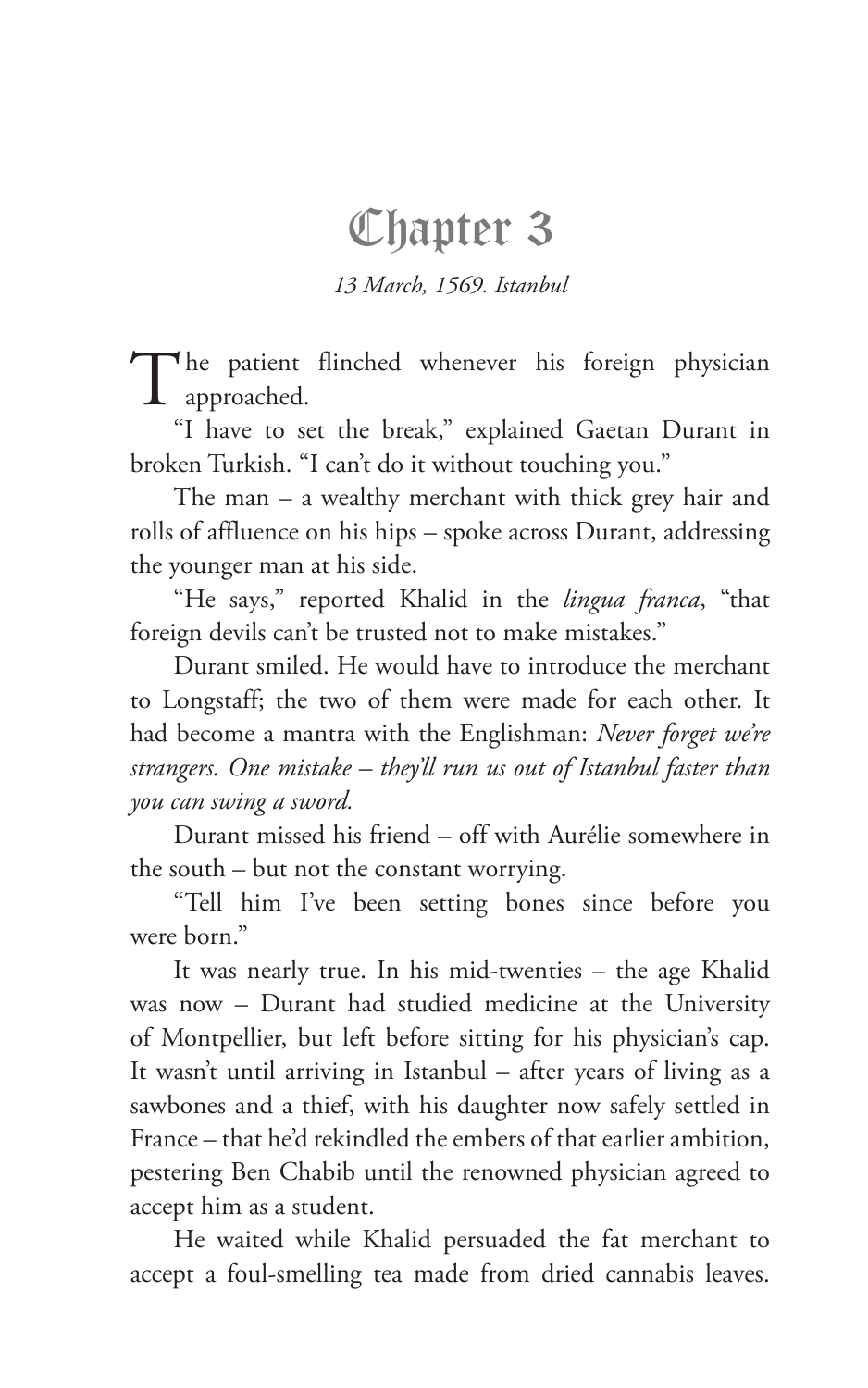# Chapter 3

*13 March, 1569. Istanbul*

The patient flinched whenever his foreign physician approached.

"I have to set the break," explained Gaetan Durant in broken Turkish. "I can't do it without touching you."

The man – a wealthy merchant with thick grey hair and rolls of affluence on his hips – spoke across Durant, addressing the younger man at his side.

"He says," reported Khalid in the *lingua franca*, "that foreign devils can't be trusted not to make mistakes."

Durant smiled. He would have to introduce the merchant to Longstaff; the two of them were made for each other. It had become a mantra with the Englishman: *Never forget we're strangers. One mistake – they'll run us out of Istanbul faster than you can swing a sword.*

Durant missed his friend – off with Aurélie somewhere in the south – but not the constant worrying.

"Tell him I've been setting bones since before you were born."

It was nearly true. In his mid-twenties – the age Khalid was now – Durant had studied medicine at the University of Montpellier, but left before sitting for his physician's cap. It wasn't until arriving in Istanbul – after years of living as a sawbones and a thief, with his daughter now safely settled in France – that he'd rekindled the embers of that earlier ambition, pestering Ben Chabib until the renowned physician agreed to accept him as a student.

He waited while Khalid persuaded the fat merchant to accept a foul-smelling tea made from dried cannabis leaves.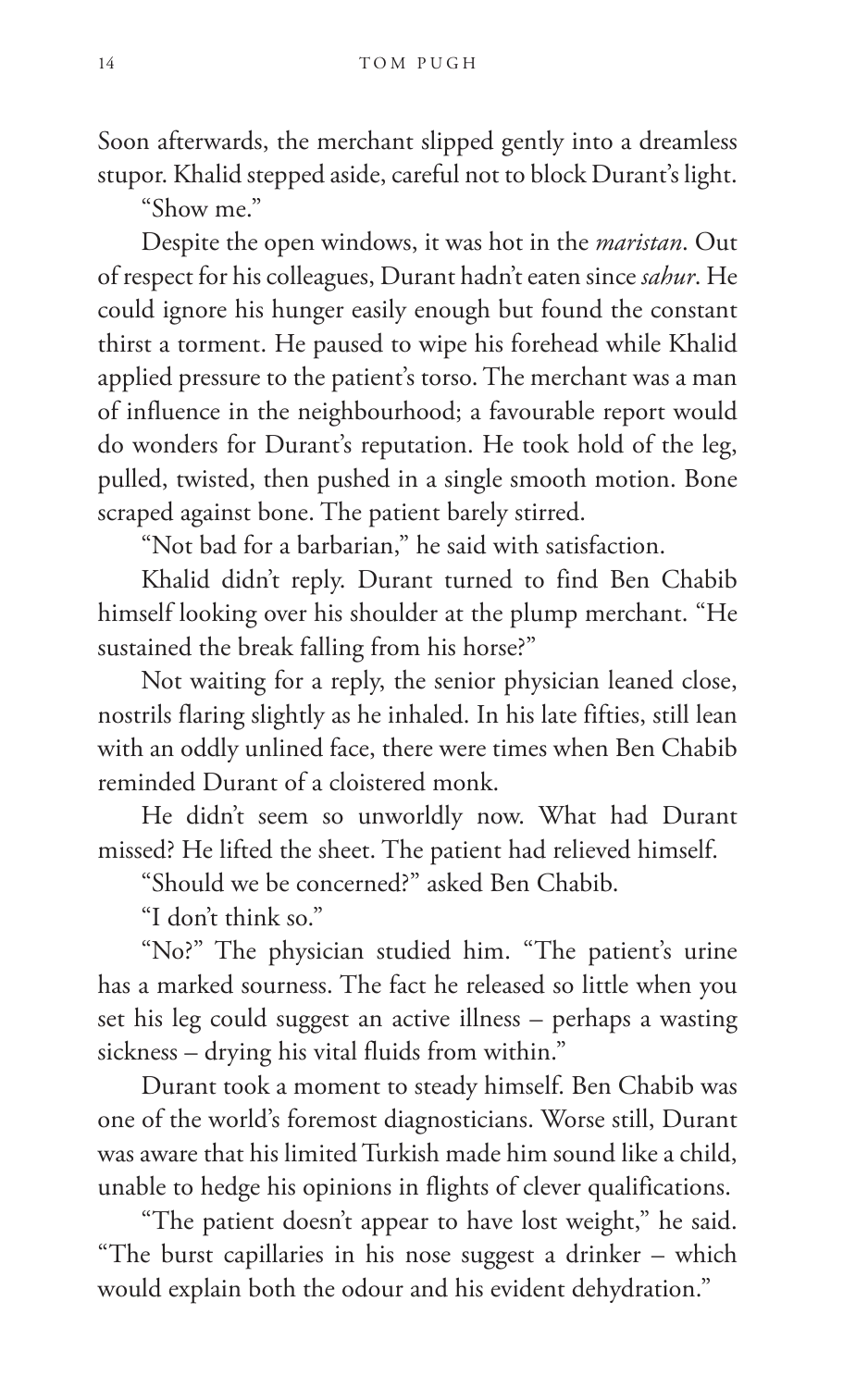Soon afterwards, the merchant slipped gently into a dreamless stupor. Khalid stepped aside, careful not to block Durant's light.

"Show me."

Despite the open windows, it was hot in the *maristan*. Out of respect for his colleagues, Durant hadn't eaten since *sahur*. He could ignore his hunger easily enough but found the constant thirst a torment. He paused to wipe his forehead while Khalid applied pressure to the patient's torso. The merchant was a man of influence in the neighbourhood; a favourable report would do wonders for Durant's reputation. He took hold of the leg, pulled, twisted, then pushed in a single smooth motion. Bone scraped against bone. The patient barely stirred.

"Not bad for a barbarian," he said with satisfaction.

Khalid didn't reply. Durant turned to find Ben Chabib himself looking over his shoulder at the plump merchant. "He sustained the break falling from his horse?"

Not waiting for a reply, the senior physician leaned close, nostrils flaring slightly as he inhaled. In his late fifties, still lean with an oddly unlined face, there were times when Ben Chabib reminded Durant of a cloistered monk.

He didn't seem so unworldly now. What had Durant missed? He lifted the sheet. The patient had relieved himself.

"Should we be concerned?" asked Ben Chabib.

"I don't think so."

"No?" The physician studied him. "The patient's urine has a marked sourness. The fact he released so little when you set his leg could suggest an active illness – perhaps a wasting sickness – drying his vital fluids from within."

Durant took a moment to steady himself. Ben Chabib was one of the world's foremost diagnosticians. Worse still, Durant was aware that his limited Turkish made him sound like a child, unable to hedge his opinions in flights of clever qualifications.

"The patient doesn't appear to have lost weight," he said. "The burst capillaries in his nose suggest a drinker – which would explain both the odour and his evident dehydration."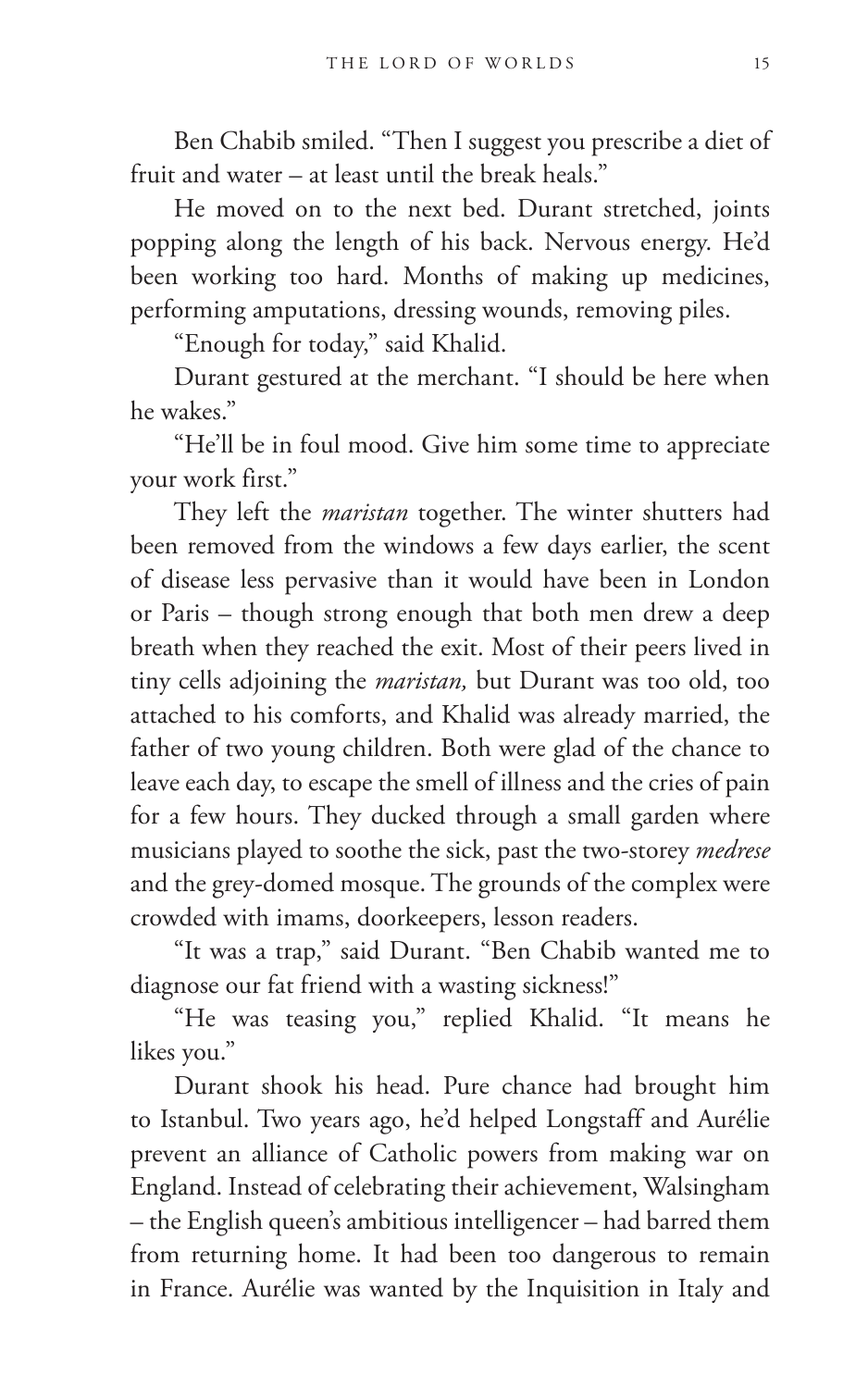Ben Chabib smiled. "Then I suggest you prescribe a diet of fruit and water – at least until the break heals."

He moved on to the next bed. Durant stretched, joints popping along the length of his back. Nervous energy. He'd been working too hard. Months of making up medicines, performing amputations, dressing wounds, removing piles.

"Enough for today," said Khalid.

Durant gestured at the merchant. "I should be here when he wakes."

"He'll be in foul mood. Give him some time to appreciate your work first."

They left the *maristan* together. The winter shutters had been removed from the windows a few days earlier, the scent of disease less pervasive than it would have been in London or Paris – though strong enough that both men drew a deep breath when they reached the exit. Most of their peers lived in tiny cells adjoining the *maristan,* but Durant was too old, too attached to his comforts, and Khalid was already married, the father of two young children. Both were glad of the chance to leave each day, to escape the smell of illness and the cries of pain for a few hours. They ducked through a small garden where musicians played to soothe the sick, past the two-storey *medrese* and the grey-domed mosque. The grounds of the complex were crowded with imams, doorkeepers, lesson readers.

"It was a trap," said Durant. "Ben Chabib wanted me to diagnose our fat friend with a wasting sickness!"

"He was teasing you," replied Khalid. "It means he likes you."

Durant shook his head. Pure chance had brought him to Istanbul. Two years ago, he'd helped Longstaff and Aurélie prevent an alliance of Catholic powers from making war on England. Instead of celebrating their achievement, Walsingham – the English queen's ambitious intelligencer – had barred them from returning home. It had been too dangerous to remain in France. Aurélie was wanted by the Inquisition in Italy and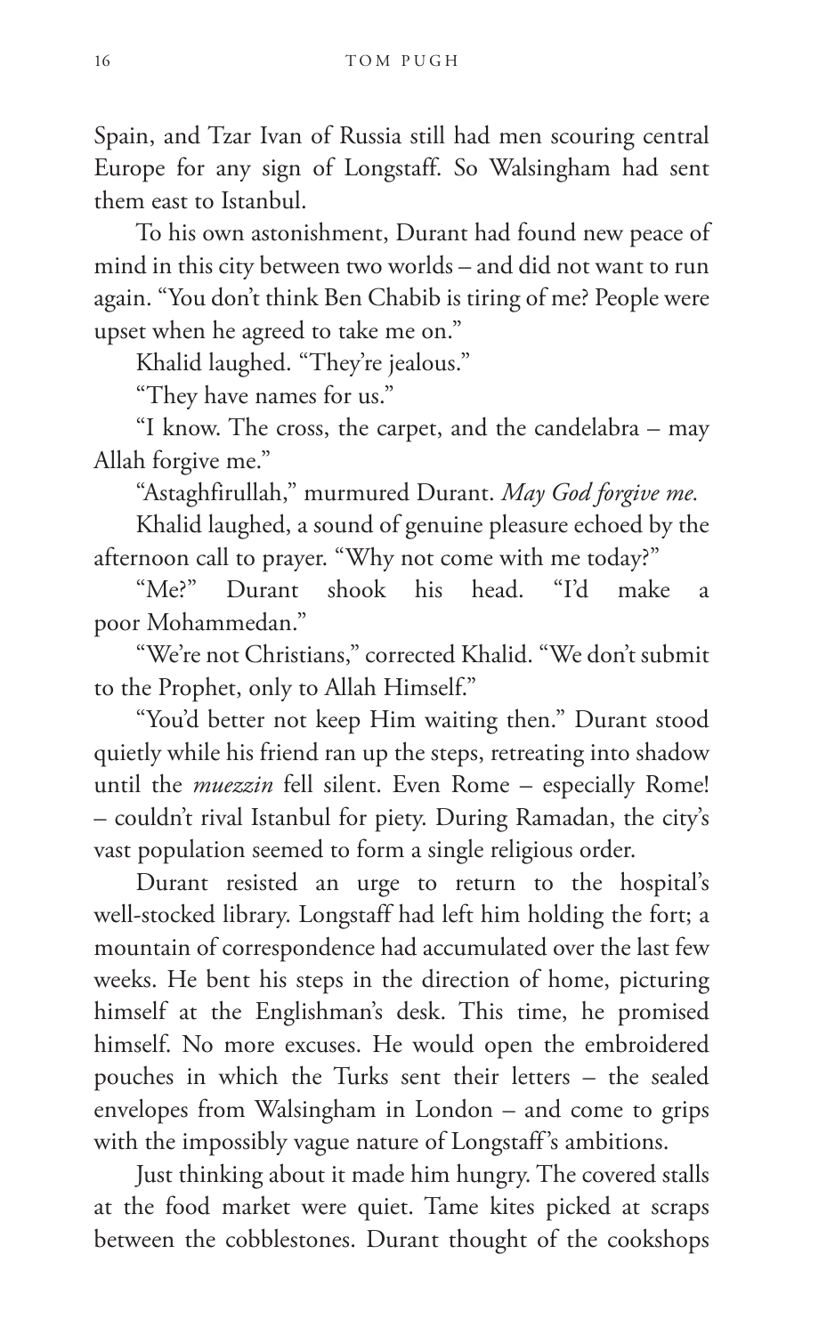Spain, and Tzar Ivan of Russia still had men scouring central Europe for any sign of Longstaff. So Walsingham had sent them east to Istanbul.

To his own astonishment, Durant had found new peace of mind in this city between two worlds – and did not want to run again. "You don't think Ben Chabib is tiring of me? People were upset when he agreed to take me on."

Khalid laughed. "They're jealous."

"They have names for us."

"I know. The cross, the carpet, and the candelabra – may Allah forgive me."

"Astaghfirullah," murmured Durant. *May God forgive me.*

Khalid laughed, a sound of genuine pleasure echoed by the afternoon call to prayer. "Why not come with me today?"

"Me?" Durant shook his head. "I'd make a poor Mohammedan."

"We're not Christians," corrected Khalid. "We don't submit to the Prophet, only to Allah Himself."

"You'd better not keep Him waiting then." Durant stood quietly while his friend ran up the steps, retreating into shadow until the *muezzin* fell silent. Even Rome – especially Rome! – couldn't rival Istanbul for piety. During Ramadan, the city's vast population seemed to form a single religious order.

Durant resisted an urge to return to the hospital's well-stocked library. Longstaff had left him holding the fort; a mountain of correspondence had accumulated over the last few weeks. He bent his steps in the direction of home, picturing himself at the Englishman's desk. This time, he promised himself. No more excuses. He would open the embroidered pouches in which the Turks sent their letters – the sealed envelopes from Walsingham in London – and come to grips with the impossibly vague nature of Longstaff's ambitions.

Just thinking about it made him hungry. The covered stalls at the food market were quiet. Tame kites picked at scraps between the cobblestones. Durant thought of the cookshops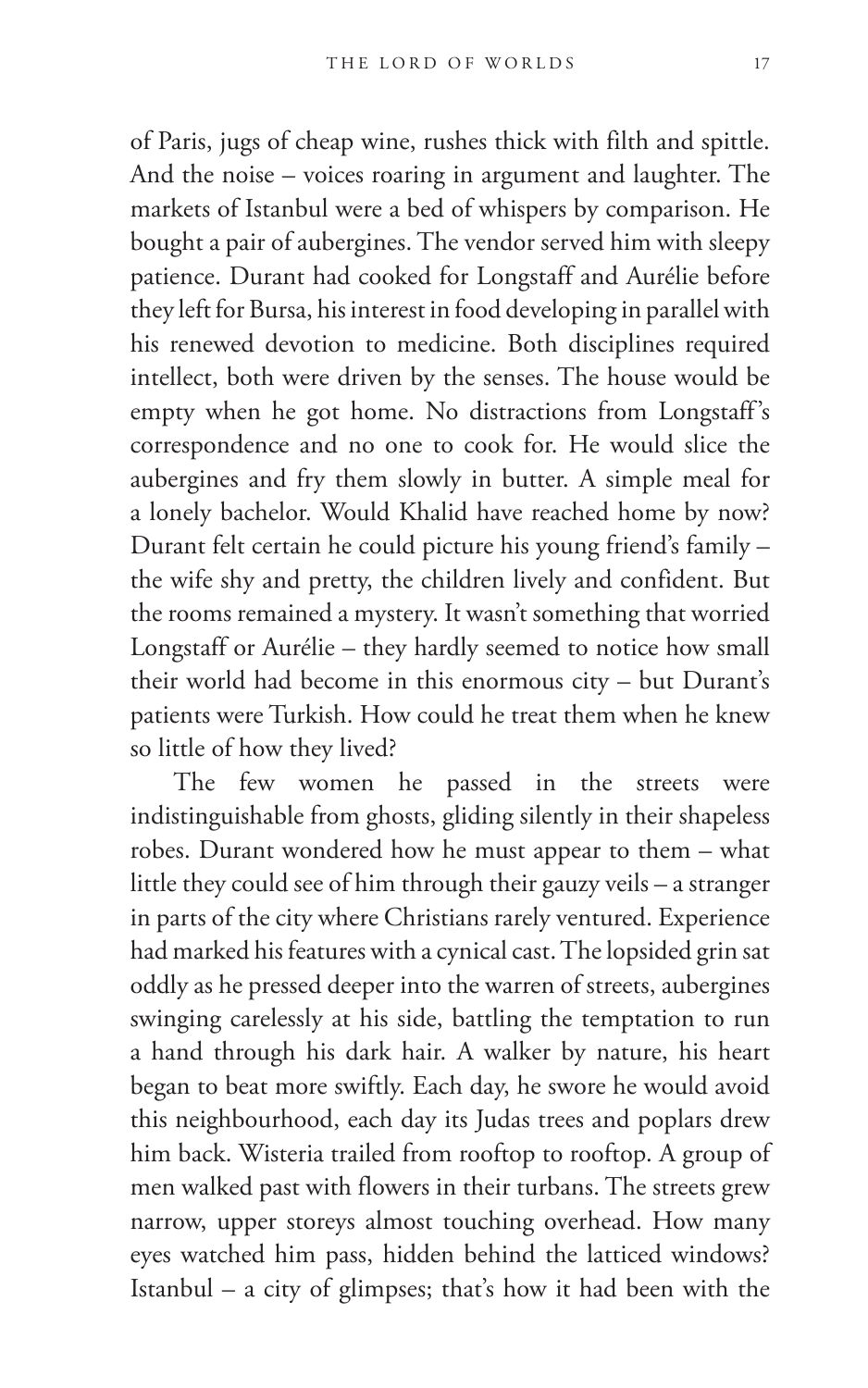of Paris, jugs of cheap wine, rushes thick with filth and spittle. And the noise – voices roaring in argument and laughter. The markets of Istanbul were a bed of whispers by comparison. He bought a pair of aubergines. The vendor served him with sleepy patience. Durant had cooked for Longstaff and Aurélie before they left for Bursa, his interest in food developing in parallel with his renewed devotion to medicine. Both disciplines required intellect, both were driven by the senses. The house would be empty when he got home. No distractions from Longstaff's correspondence and no one to cook for. He would slice the aubergines and fry them slowly in butter. A simple meal for a lonely bachelor. Would Khalid have reached home by now? Durant felt certain he could picture his young friend's family – the wife shy and pretty, the children lively and confident. But the rooms remained a mystery. It wasn't something that worried Longstaff or Aurélie – they hardly seemed to notice how small their world had become in this enormous city – but Durant's patients were Turkish. How could he treat them when he knew so little of how they lived?

The few women he passed in the streets were indistinguishable from ghosts, gliding silently in their shapeless robes. Durant wondered how he must appear to them – what little they could see of him through their gauzy veils – a stranger in parts of the city where Christians rarely ventured. Experience had marked his features with a cynical cast. The lopsided grin sat oddly as he pressed deeper into the warren of streets, aubergines swinging carelessly at his side, battling the temptation to run a hand through his dark hair. A walker by nature, his heart began to beat more swiftly. Each day, he swore he would avoid this neighbourhood, each day its Judas trees and poplars drew him back. Wisteria trailed from rooftop to rooftop. A group of men walked past with flowers in their turbans. The streets grew narrow, upper storeys almost touching overhead. How many eyes watched him pass, hidden behind the latticed windows? Istanbul – a city of glimpses; that's how it had been with the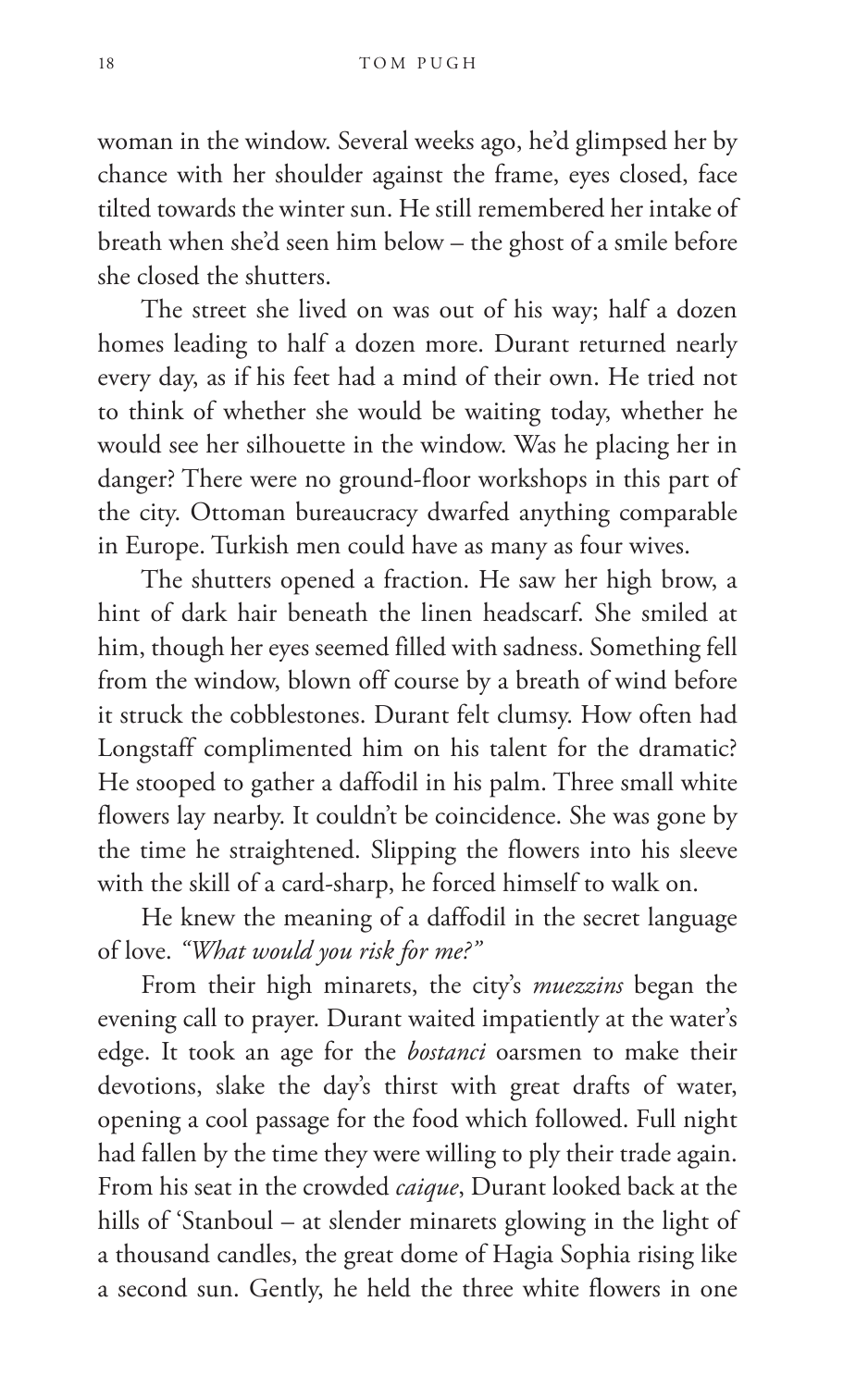woman in the window. Several weeks ago, he'd glimpsed her by chance with her shoulder against the frame, eyes closed, face tilted towards the winter sun. He still remembered her intake of breath when she'd seen him below – the ghost of a smile before she closed the shutters.

The street she lived on was out of his way; half a dozen homes leading to half a dozen more. Durant returned nearly every day, as if his feet had a mind of their own. He tried not to think of whether she would be waiting today, whether he would see her silhouette in the window. Was he placing her in danger? There were no ground-floor workshops in this part of the city. Ottoman bureaucracy dwarfed anything comparable in Europe. Turkish men could have as many as four wives.

The shutters opened a fraction. He saw her high brow, a hint of dark hair beneath the linen headscarf. She smiled at him, though her eyes seemed filled with sadness. Something fell from the window, blown off course by a breath of wind before it struck the cobblestones. Durant felt clumsy. How often had Longstaff complimented him on his talent for the dramatic? He stooped to gather a daffodil in his palm. Three small white flowers lay nearby. It couldn't be coincidence. She was gone by the time he straightened. Slipping the flowers into his sleeve with the skill of a card-sharp, he forced himself to walk on.

He knew the meaning of a daffodil in the secret language of love. *"What would you risk for me?"*

From their high minarets, the city's *muezzins* began the evening call to prayer. Durant waited impatiently at the water's edge. It took an age for the *bostanci* oarsmen to make their devotions, slake the day's thirst with great drafts of water, opening a cool passage for the food which followed. Full night had fallen by the time they were willing to ply their trade again. From his seat in the crowded *caique*, Durant looked back at the hills of 'Stanboul – at slender minarets glowing in the light of a thousand candles, the great dome of Hagia Sophia rising like a second sun. Gently, he held the three white flowers in one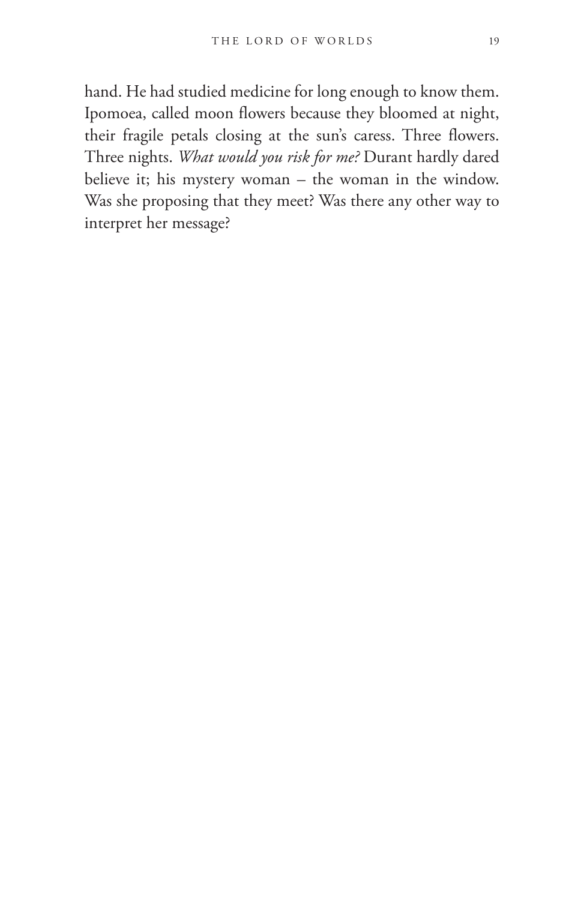hand. He had studied medicine for long enough to know them. Ipomoea, called moon flowers because they bloomed at night, their fragile petals closing at the sun's caress. Three flowers. Three nights. *What would you risk for me?* Durant hardly dared believe it; his mystery woman – the woman in the window. Was she proposing that they meet? Was there any other way to interpret her message?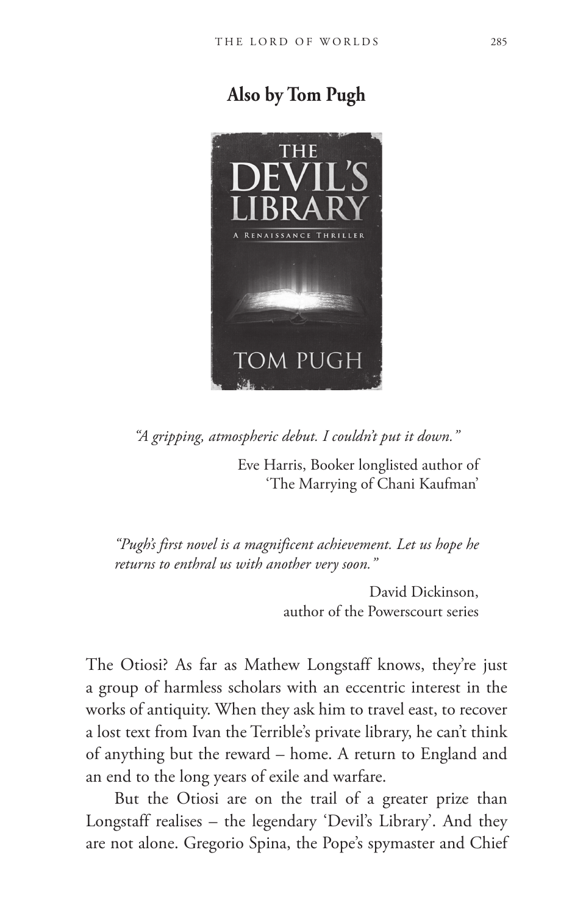## Also by Tom Pugh

*"A gripping, atmospheric debut. I couldn't put it down."*

Eve Harris, Booker longlisted author of 'The Marrying of Chani Kaufman'

*"Pugh's first novel is a magnificent achievement. Let us hope he returns to enthral us with another very soon."*

David Dickinson, author of the Powerscourt series

The Otiosi? As far as Mathew Longstaff knows, they're just a group of harmless scholars with an eccentric interest in the works of antiquity. When they ask him to travel east, to recover a lost text from Ivan the Terrible's private library, he can't think of anything but the reward – home. A return to England and an end to the long years of exile and warfare.

But the Otiosi are on the trail of a greater prize than Longstaff realises – the legendary 'Devil's Library'. And they are not alone. Gregorio Spina, the Pope's spymaster and Chief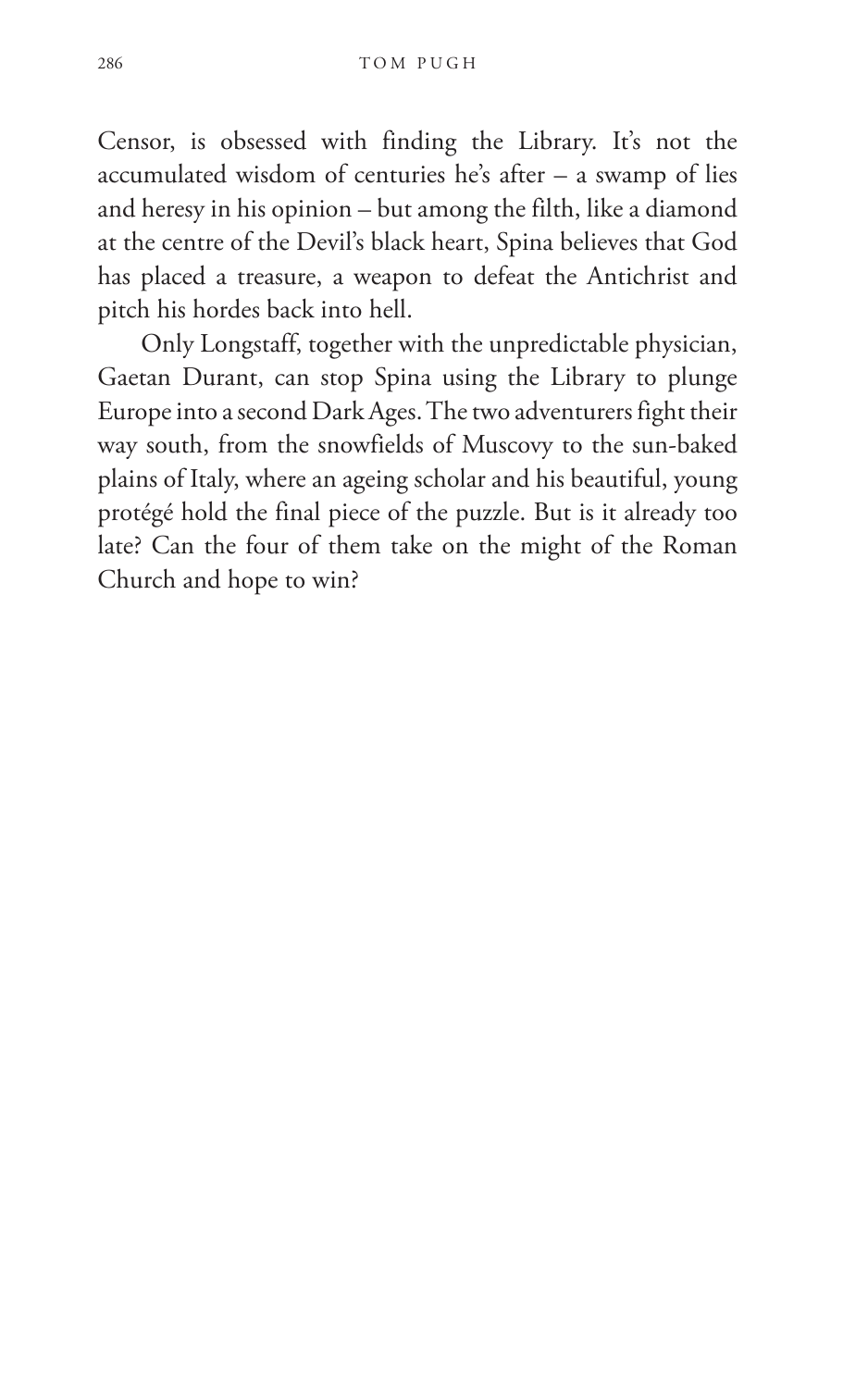Censor, is obsessed with finding the Library. It's not the accumulated wisdom of centuries he's after – a swamp of lies and heresy in his opinion – but among the filth, like a diamond at the centre of the Devil's black heart, Spina believes that God has placed a treasure, a weapon to defeat the Antichrist and pitch his hordes back into hell.

Only Longstaff, together with the unpredictable physician, Gaetan Durant, can stop Spina using the Library to plunge Europe into a second Dark Ages. The two adventurers fight their way south, from the snowfields of Muscovy to the sun-baked plains of Italy, where an ageing scholar and his beautiful, young protégé hold the final piece of the puzzle. But is it already too late? Can the four of them take on the might of the Roman Church and hope to win?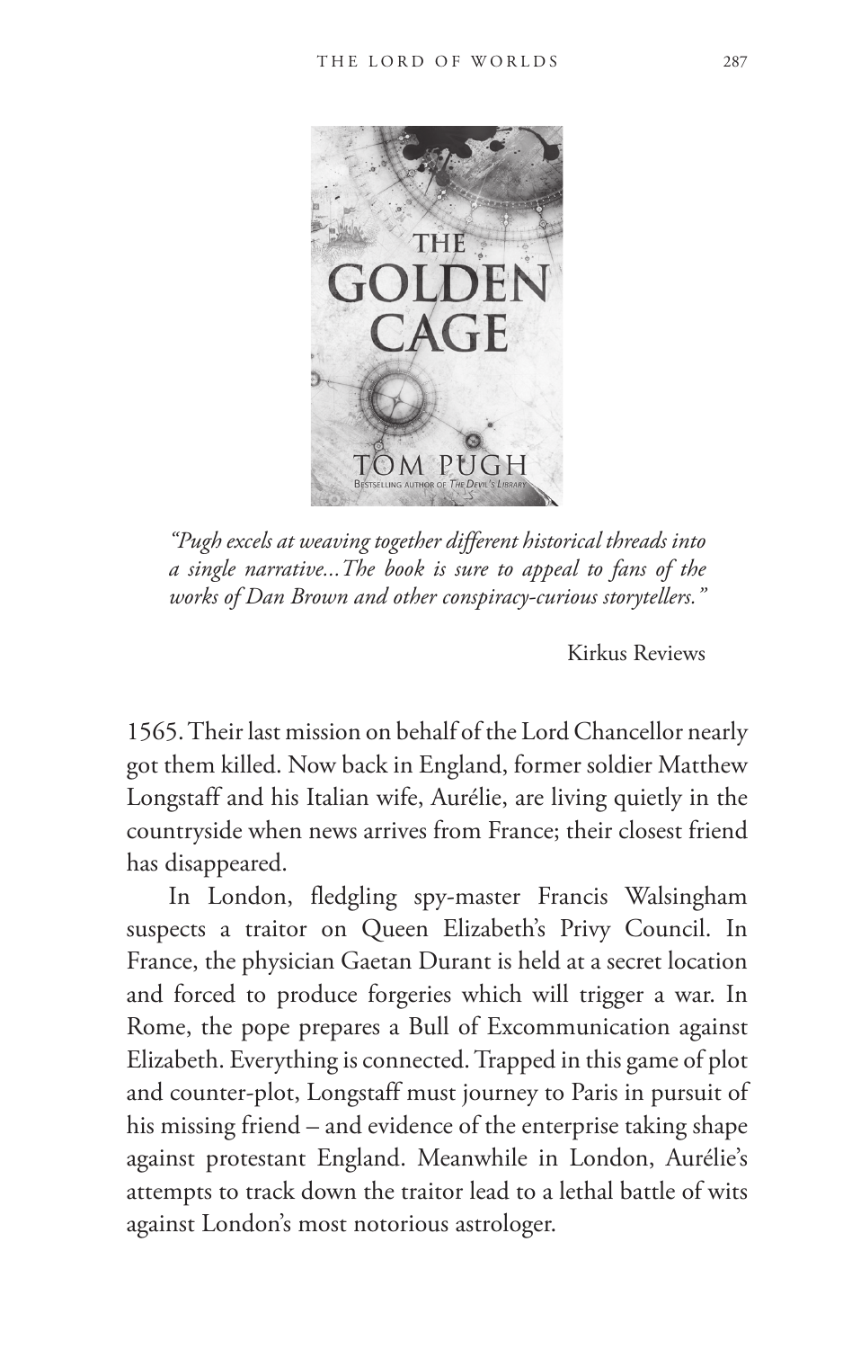*"Pugh excels at weaving together different historical threads into a single narrative...The book is sure to appeal to fans of the works of Dan Brown and other conspiracy-curious storytellers."*

Kirkus Reviews

1565. Their last mission on behalf of the Lord Chancellor nearly got them killed. Now back in England, former soldier Matthew Longstaff and his Italian wife, Aurélie, are living quietly in the countryside when news arrives from France; their closest friend has disappeared.

In London, fledgling spy-master Francis Walsingham suspects a traitor on Queen Elizabeth's Privy Council. In France, the physician Gaetan Durant is held at a secret location and forced to produce forgeries which will trigger a war. In Rome, the pope prepares a Bull of Excommunication against Elizabeth. Everything is connected. Trapped in this game of plot and counter-plot, Longstaff must journey to Paris in pursuit of his missing friend – and evidence of the enterprise taking shape against protestant England. Meanwhile in London, Aurélie's attempts to track down the traitor lead to a lethal battle of wits against London's most notorious astrologer.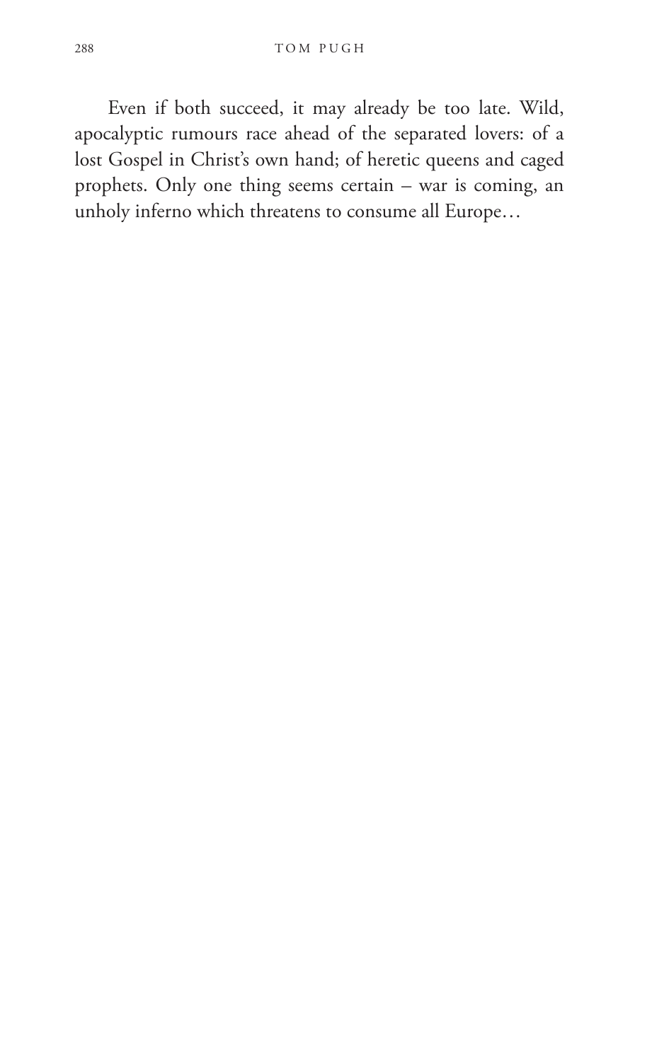Even if both succeed, it may already be too late. Wild, apocalyptic rumours race ahead of the separated lovers: of a lost Gospel in Christ's own hand; of heretic queens and caged prophets. Only one thing seems certain – war is coming, an unholy inferno which threatens to consume all Europe…